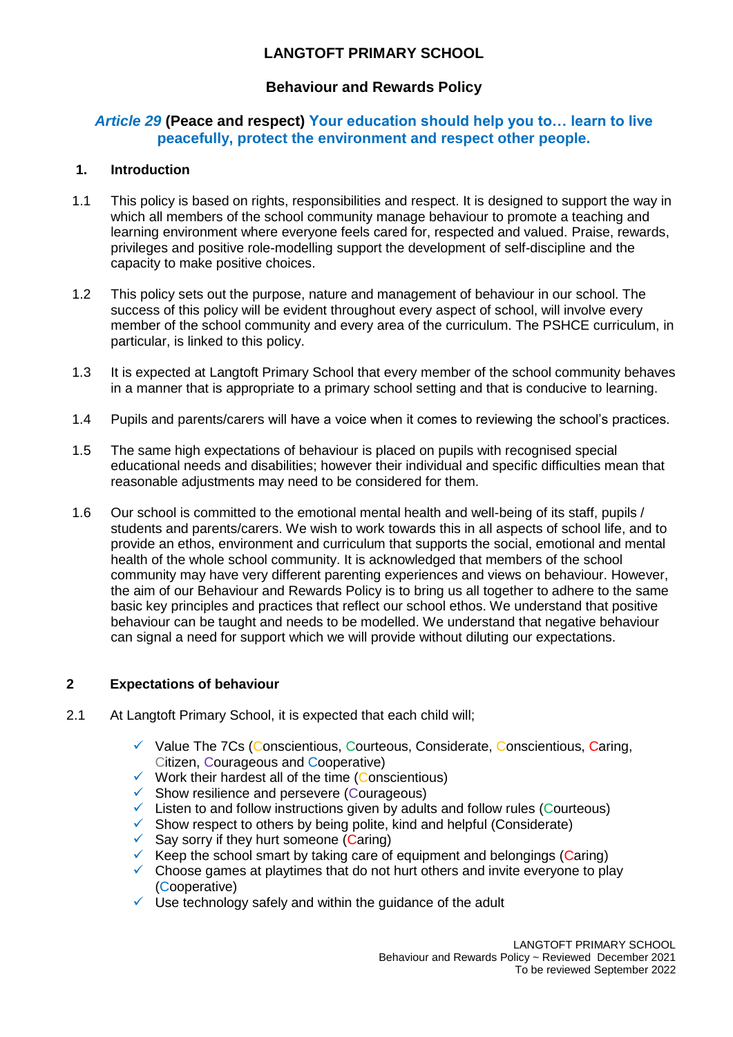# LANGTOFT PRIMARY SCHOOL

## Behaviour and Rewards Policy

***Article 29*** **(Peace and respect) Your education should help you to… learn to live peacefully, protect the environment and respect other people.**

## 1. Introduction

1.1 This policy is based on rights, responsibilities and respect. It is designed to support the way in which all members of the school community manage behaviour to promote a teaching and learning environment where everyone feels cared for, respected and valued. Praise, rewards, privileges and positive role-modelling support the development of self-discipline and the capacity to make positive choices.

1.2 This policy sets out the purpose, nature and management of behaviour in our school. The success of this policy will be evident throughout every aspect of school, will involve every member of the school community and every area of the curriculum. The PSHCE curriculum, in particular, is linked to this policy.

1.3 It is expected at Langtoft Primary School that every member of the school community behaves in a manner that is appropriate to a primary school setting and that is conducive to learning.

1.4 Pupils and parents/carers will have a voice when it comes to reviewing the school's practices.

1.5 The same high expectations of behaviour is placed on pupils with recognised special educational needs and disabilities; however their individual and specific difficulties mean that reasonable adjustments may need to be considered for them.

1.6 Our school is committed to the emotional mental health and well-being of its staff, pupils / students and parents/carers. We wish to work towards this in all aspects of school life, and to provide an ethos, environment and curriculum that supports the social, emotional and mental health of the whole school community. It is acknowledged that members of the school community may have very different parenting experiences and views on behaviour. However, the aim of our Behaviour and Rewards Policy is to bring us all together to adhere to the same basic key principles and practices that reflect our school ethos. We understand that positive behaviour can be taught and needs to be modelled. We understand that negative behaviour can signal a need for support which we will provide without diluting our expectations.

## 2 Expectations of behaviour

2.1 At Langtoft Primary School, it is expected that each child will;

- ✓ Value The 7Cs (Conscientious, Courteous, Considerate, Conscientious, Caring, Citizen, Courageous and Cooperative)
- ✓ Work their hardest all of the time (Conscientious)
- ✓ Show resilience and persevere (Courageous)
- ✓ Listen to and follow instructions given by adults and follow rules (Courteous)
- ✓ Show respect to others by being polite, kind and helpful (Considerate)
- ✓ Say sorry if they hurt someone (Caring)
- ✓ Keep the school smart by taking care of equipment and belongings (Caring)
- ✓ Choose games at playtimes that do not hurt others and invite everyone to play (Cooperative)
- ✓ Use technology safely and within the guidance of the adult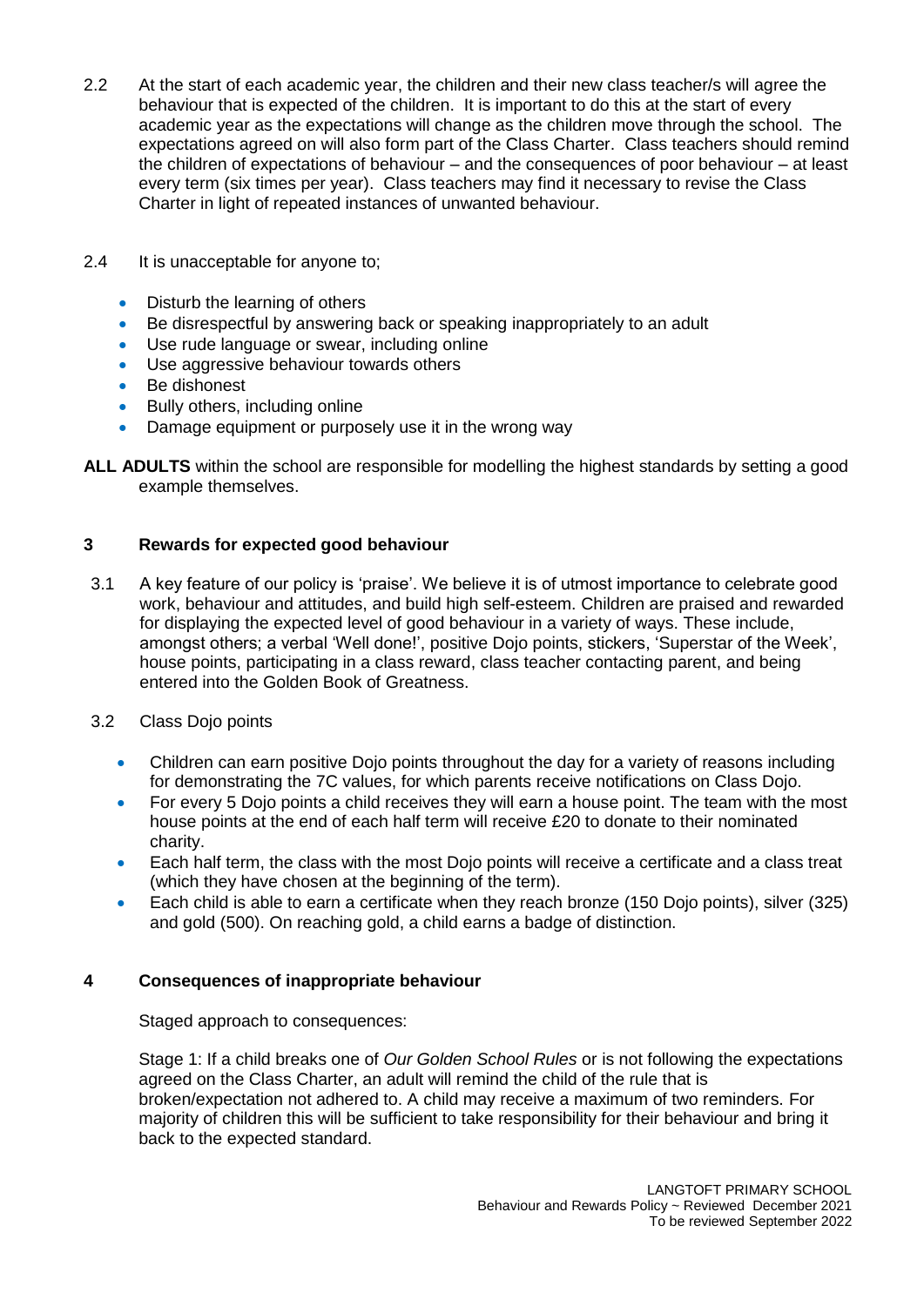2.2 At the start of each academic year, the children and their new class teacher/s will agree the behaviour that is expected of the children. It is important to do this at the start of every academic year as the expectations will change as the children move through the school. The expectations agreed on will also form part of the Class Charter. Class teachers should remind the children of expectations of behaviour – and the consequences of poor behaviour – at least every term (six times per year). Class teachers may find it necessary to revise the Class Charter in light of repeated instances of unwanted behaviour.

2.4 It is unacceptable for anyone to;

- Disturb the learning of others
- Be disrespectful by answering back or speaking inappropriately to an adult
- Use rude language or swear, including online
- Use aggressive behaviour towards others
- Be dishonest
- Bully others, including online
- Damage equipment or purposely use it in the wrong way

**ALL ADULTS** within the school are responsible for modelling the highest standards by setting a good example themselves.

## 3 Rewards for expected good behaviour

3.1 A key feature of our policy is 'praise'. We believe it is of utmost importance to celebrate good work, behaviour and attitudes, and build high self-esteem. Children are praised and rewarded for displaying the expected level of good behaviour in a variety of ways. These include, amongst others; a verbal 'Well done!', positive Dojo points, stickers, 'Superstar of the Week', house points, participating in a class reward, class teacher contacting parent, and being entered into the Golden Book of Greatness.

3.2 Class Dojo points

- Children can earn positive Dojo points throughout the day for a variety of reasons including for demonstrating the 7C values, for which parents receive notifications on Class Dojo.
- For every 5 Dojo points a child receives they will earn a house point. The team with the most house points at the end of each half term will receive £20 to donate to their nominated charity.
- Each half term, the class with the most Dojo points will receive a certificate and a class treat (which they have chosen at the beginning of the term).
- Each child is able to earn a certificate when they reach bronze (150 Dojo points), silver (325) and gold (500). On reaching gold, a child earns a badge of distinction.

## 4 Consequences of inappropriate behaviour

Staged approach to consequences:

Stage 1: If a child breaks one of *Our Golden School Rules* or is not following the expectations agreed on the Class Charter, an adult will remind the child of the rule that is broken/expectation not adhered to. A child may receive a maximum of two reminders. For majority of children this will be sufficient to take responsibility for their behaviour and bring it back to the expected standard.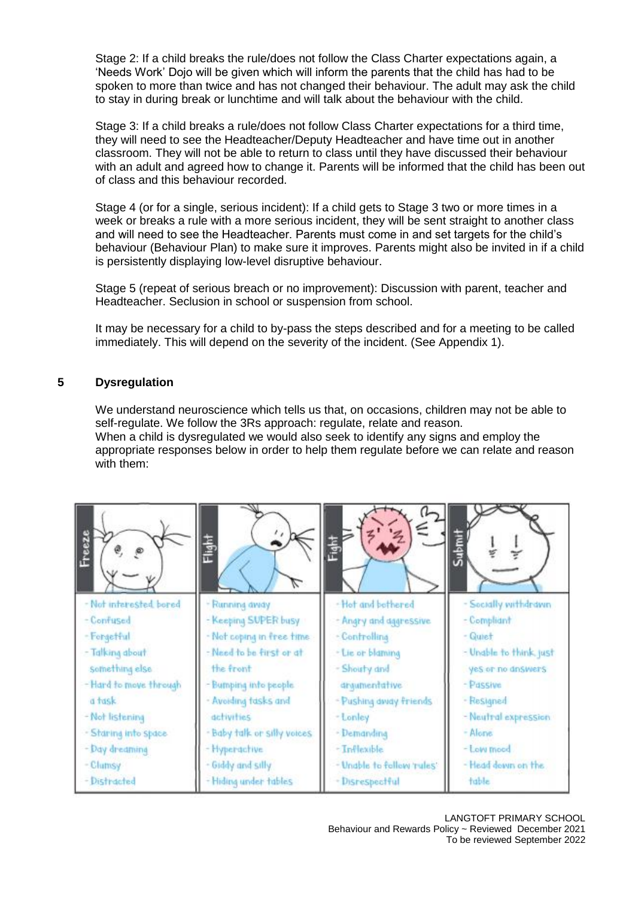Stage 2: If a child breaks the rule/does not follow the Class Charter expectations again, a 'Needs Work' Dojo will be given which will inform the parents that the child has had to be spoken to more than twice and has not changed their behaviour. The adult may ask the child to stay in during break or lunchtime and will talk about the behaviour with the child.

Stage 3: If a child breaks a rule/does not follow Class Charter expectations for a third time, they will need to see the Headteacher/Deputy Headteacher and have time out in another classroom. They will not be able to return to class until they have discussed their behaviour with an adult and agreed how to change it. Parents will be informed that the child has been out of class and this behaviour recorded.

Stage 4 (or for a single, serious incident): If a child gets to Stage 3 two or more times in a week or breaks a rule with a more serious incident, they will be sent straight to another class and will need to see the Headteacher. Parents must come in and set targets for the child's behaviour (Behaviour Plan) to make sure it improves. Parents might also be invited in if a child is persistently displaying low-level disruptive behaviour.

Stage 5 (repeat of serious breach or no improvement): Discussion with parent, teacher and Headteacher. Seclusion in school or suspension from school.

It may be necessary for a child to by-pass the steps described and for a meeting to be called immediately. This will depend on the severity of the incident. (See Appendix 1).

## 5 Dysregulation

We understand neuroscience which tells us that, on occasions, children may not be able to self-regulate. We follow the 3Rs approach: regulate, relate and reason.
When a child is dysregulated we would also seek to identify any signs and employ the appropriate responses below in order to help them regulate before we can relate and reason with them:

| Freeze | Flight | Fight | Submit |
|---|---|---|---|
| - Not interested, bored | - Running away | - Hot and bothered | - Socially withdrawn |
| - Confused | - Keeping SUPER busy | - Angry and aggressive | - Compliant |
| - Forgetful | - Not coping in free time | - Controlling | - Quiet |
| - Talking about something else | - Need to be first or at the front | - Lie or blaming | - Unable to think, just yes or no answers |
| - Hard to move through a task | - Bumping into people | - Shouty and argumentative | - Passive |
| - Not listening | - Avoiding tasks and activities | - Pushing away friends | - Resigned |
| - Staring into space | - Baby talk or silly voices | - Lonley | - Neutral expression |
| - Day dreaming | - Hyperactive | - Demanding | - Alone |
| - Clumsy | - Giddy and silly | - Inflexible | - Low mood |
| - Distracted | - Hiding under tables | - Unable to follow 'rules' | - Head down on the table |
| | | - Disrespectful | |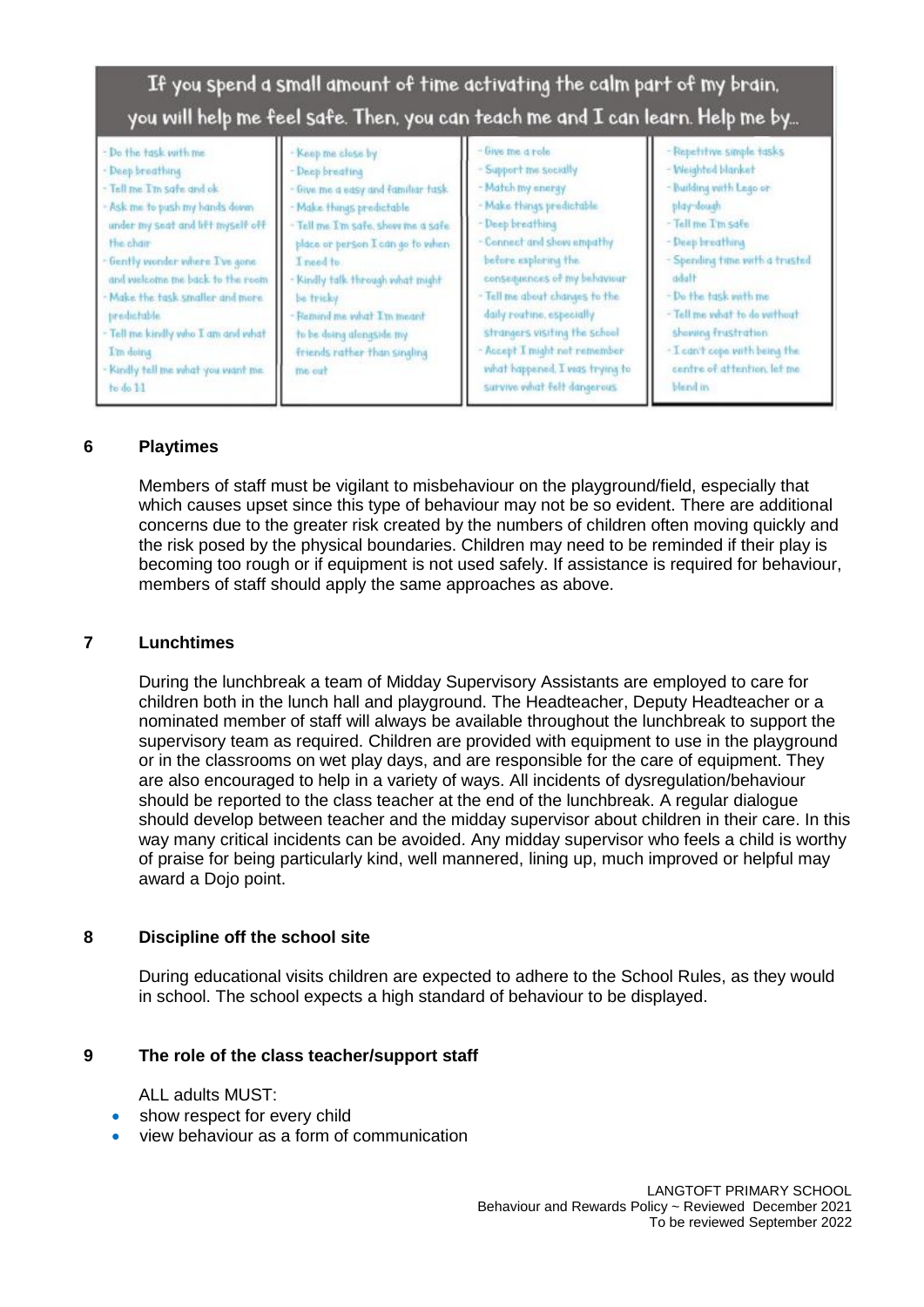If you spend a small amount of time activating the calm part of my brain, you will help me feel safe. Then, you can teach me and I can learn. Help me by...

| | | | |
|---|---|---|---|
| - Do the task with me<br>- Deep breathing<br>- Tell me I'm safe and ok<br>- Ask me to push my hands down under my seat and lift myself off the chair<br>- Gently wonder where I've gone and welcome me back to the room<br>- Make the task smaller and more predictable<br>- Tell me kindly who I am and what I'm doing<br>- Kindly tell me what you want me to do 1:1 | - Keep me close by<br>- Deep breating<br>- Give me a easy and familiar task<br>- Make things predictable<br>- Tell me I'm safe, show me a safe place or person I can go to when I need to<br>- Kindly talk through what might be tricky<br>- Remind me what I'm meant to be doing alongside my friends rather than singling me out | - Give me a role<br>- Support me socially<br>- Match my energy<br>- Make things predictable<br>- Deep breathing<br>- Connect and show empathy before exploring the consequences of my behaviour<br>- Tell me about changes to the daily routine, especially strangers visiting the school<br>- Accept I might not remember what happened, I was trying to survive what felt dangerous | - Repetitive simple tasks<br>- Weighted blanket<br>- Building with Lego or play-dough<br>- Tell me I'm safe<br>- Deep breathing<br>- Spending time with a trusted adult<br>- Do the task with me<br>- Tell me what to do without showing frustration<br>- I can't cope with being the centre of attention, let me blend in |

## 6 Playtimes

Members of staff must be vigilant to misbehaviour on the playground/field, especially that which causes upset since this type of behaviour may not be so evident. There are additional concerns due to the greater risk created by the numbers of children often moving quickly and the risk posed by the physical boundaries. Children may need to be reminded if their play is becoming too rough or if equipment is not used safely. If assistance is required for behaviour, members of staff should apply the same approaches as above.

## 7 Lunchtimes

During the lunchbreak a team of Midday Supervisory Assistants are employed to care for children both in the lunch hall and playground. The Headteacher, Deputy Headteacher or a nominated member of staff will always be available throughout the lunchbreak to support the supervisory team as required. Children are provided with equipment to use in the playground or in the classrooms on wet play days, and are responsible for the care of equipment. They are also encouraged to help in a variety of ways. All incidents of dysregulation/behaviour should be reported to the class teacher at the end of the lunchbreak. A regular dialogue should develop between teacher and the midday supervisor about children in their care. In this way many critical incidents can be avoided. Any midday supervisor who feels a child is worthy of praise for being particularly kind, well mannered, lining up, much improved or helpful may award a Dojo point.

## 8 Discipline off the school site

During educational visits children are expected to adhere to the School Rules, as they would in school. The school expects a high standard of behaviour to be displayed.

## 9 The role of the class teacher/support staff

ALL adults MUST:

- show respect for every child
- view behaviour as a form of communication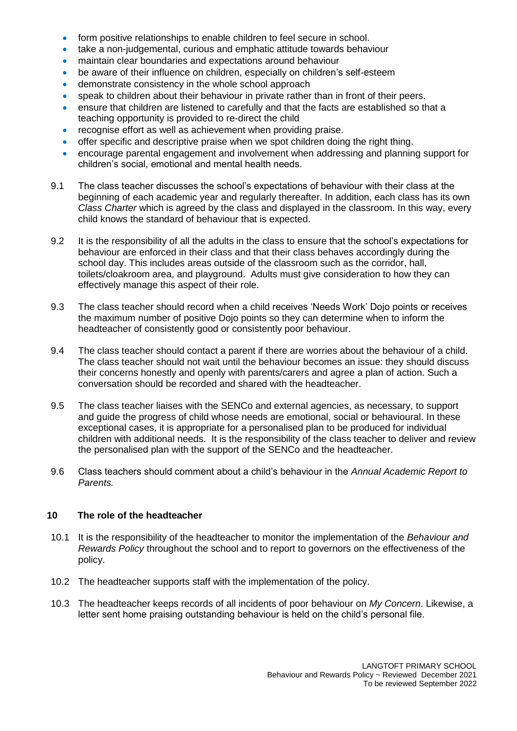- form positive relationships to enable children to feel secure in school.
- take a non-judgemental, curious and emphatic attitude towards behaviour
- maintain clear boundaries and expectations around behaviour
- be aware of their influence on children, especially on children's self-esteem
- demonstrate consistency in the whole school approach
- speak to children about their behaviour in private rather than in front of their peers.
- ensure that children are listened to carefully and that the facts are established so that a teaching opportunity is provided to re-direct the child
- recognise effort as well as achievement when providing praise.
- offer specific and descriptive praise when we spot children doing the right thing.
- encourage parental engagement and involvement when addressing and planning support for children's social, emotional and mental health needs.

9.1 The class teacher discusses the school's expectations of behaviour with their class at the beginning of each academic year and regularly thereafter. In addition, each class has its own *Class Charter* which is agreed by the class and displayed in the classroom. In this way, every child knows the standard of behaviour that is expected.

9.2 It is the responsibility of all the adults in the class to ensure that the school's expectations for behaviour are enforced in their class and that their class behaves accordingly during the school day. This includes areas outside of the classroom such as the corridor, hall, toilets/cloakroom area, and playground. Adults must give consideration to how they can effectively manage this aspect of their role.

9.3 The class teacher should record when a child receives 'Needs Work' Dojo points or receives the maximum number of positive Dojo points so they can determine when to inform the headteacher of consistently good or consistently poor behaviour.

9.4 The class teacher should contact a parent if there are worries about the behaviour of a child. The class teacher should not wait until the behaviour becomes an issue: they should discuss their concerns honestly and openly with parents/carers and agree a plan of action. Such a conversation should be recorded and shared with the headteacher.

9.5 The class teacher liaises with the SENCo and external agencies, as necessary, to support and guide the progress of child whose needs are emotional, social or behavioural. In these exceptional cases, it is appropriate for a personalised plan to be produced for individual children with additional needs. It is the responsibility of the class teacher to deliver and review the personalised plan with the support of the SENCo and the headteacher.

9.6 Class teachers should comment about a child's behaviour in the *Annual Academic Report to Parents.*

## 10 The role of the headteacher

10.1 It is the responsibility of the headteacher to monitor the implementation of the *Behaviour and Rewards Policy* throughout the school and to report to governors on the effectiveness of the policy.

10.2 The headteacher supports staff with the implementation of the policy.

10.3 The headteacher keeps records of all incidents of poor behaviour on *My Concern*. Likewise, a letter sent home praising outstanding behaviour is held on the child's personal file.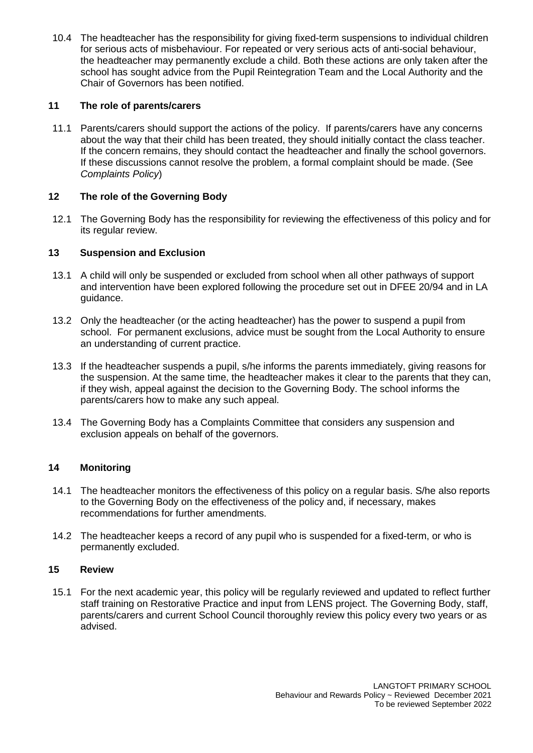10.4 The headteacher has the responsibility for giving fixed-term suspensions to individual children for serious acts of misbehaviour. For repeated or very serious acts of anti-social behaviour, the headteacher may permanently exclude a child. Both these actions are only taken after the school has sought advice from the Pupil Reintegration Team and the Local Authority and the Chair of Governors has been notified.

## 11 The role of parents/carers

11.1 Parents/carers should support the actions of the policy. If parents/carers have any concerns about the way that their child has been treated, they should initially contact the class teacher. If the concern remains, they should contact the headteacher and finally the school governors. If these discussions cannot resolve the problem, a formal complaint should be made. (See *Complaints Policy*)

## 12 The role of the Governing Body

12.1 The Governing Body has the responsibility for reviewing the effectiveness of this policy and for its regular review.

## 13 Suspension and Exclusion

13.1 A child will only be suspended or excluded from school when all other pathways of support and intervention have been explored following the procedure set out in DFEE 20/94 and in LA guidance.

13.2 Only the headteacher (or the acting headteacher) has the power to suspend a pupil from school. For permanent exclusions, advice must be sought from the Local Authority to ensure an understanding of current practice.

13.3 If the headteacher suspends a pupil, s/he informs the parents immediately, giving reasons for the suspension. At the same time, the headteacher makes it clear to the parents that they can, if they wish, appeal against the decision to the Governing Body. The school informs the parents/carers how to make any such appeal.

13.4 The Governing Body has a Complaints Committee that considers any suspension and exclusion appeals on behalf of the governors.

## 14 Monitoring

14.1 The headteacher monitors the effectiveness of this policy on a regular basis. S/he also reports to the Governing Body on the effectiveness of the policy and, if necessary, makes recommendations for further amendments.

14.2 The headteacher keeps a record of any pupil who is suspended for a fixed-term, or who is permanently excluded.

## 15 Review

15.1 For the next academic year, this policy will be regularly reviewed and updated to reflect further staff training on Restorative Practice and input from LENS project. The Governing Body, staff, parents/carers and current School Council thoroughly review this policy every two years or as advised.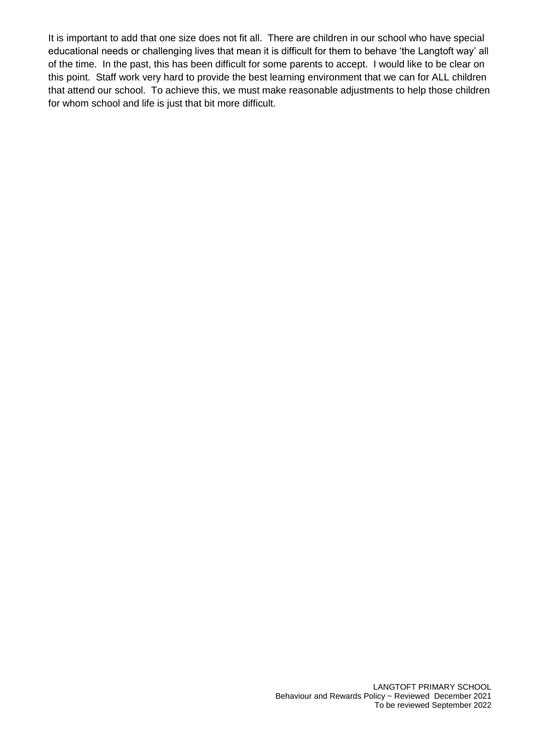It is important to add that one size does not fit all. There are children in our school who have special educational needs or challenging lives that mean it is difficult for them to behave 'the Langtoft way' all of the time. In the past, this has been difficult for some parents to accept. I would like to be clear on this point. Staff work very hard to provide the best learning environment that we can for ALL children that attend our school. To achieve this, we must make reasonable adjustments to help those children for whom school and life is just that bit more difficult.